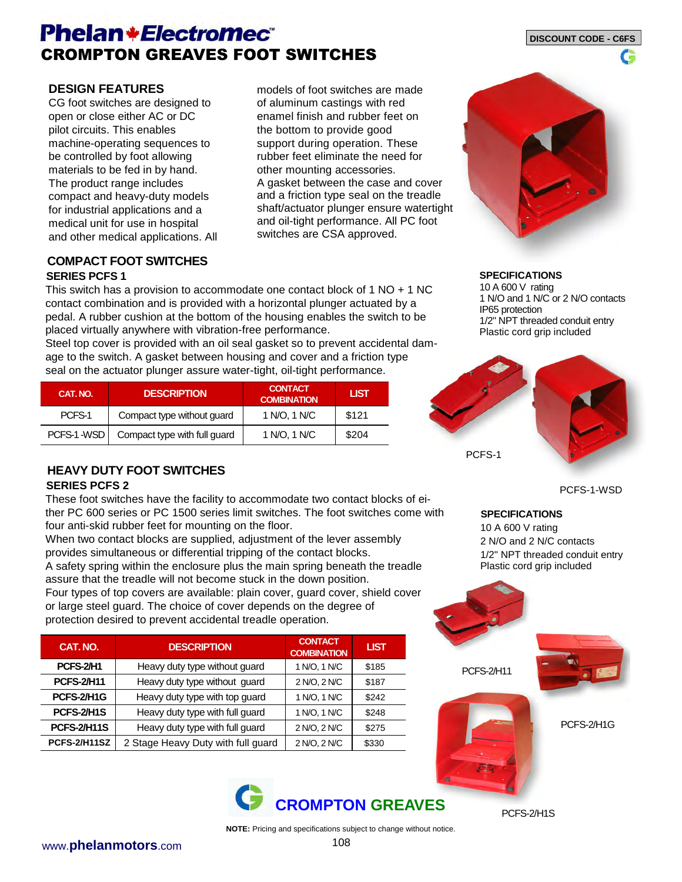# Phelan Electromec

# CROMPTON GREAVES FOOT SWITCHES

DISCOUNT CODE - C6FS

## DESIGN FEATURES

CG foot switches are designed to open or close either AC or DC pilot circuits. This enables machine-operating sequences to be controlled by foot allowing materials to be fed in by hand. The product range includes compact and heavy-duty models for industrial applications and a medical unit for use in hospital and other medical applications. All models of foot switches are made of aluminum castings with red enamel finish and rubber feet on the bottom to provide good support during operation. These rubber feet eliminate the need for other mounting accessories. A gasket between the case and cover and a friction type seal on the treadle shaft/actuator plunger ensure watertight and oil-tight performance. All PC foot switches are CSA approved.

## COMPACT FOOT SWITCHES

### SERIES PCFS 1

This switch has a provision to accommodate one contact block of 1 NO + 1 NC contact combination and is provided with a horizontal plunger actuated by a pedal. A rubber cushion at the bottom of the housing enables the switch to be placed virtually anywhere with vibration-free performance.
Steel top cover is provided with an oil seal gasket so to prevent accidental damage to the switch. A gasket between housing and cover and a friction type seal on the actuator plunger assure water-tight, oil-tight performance.

| CAT. NO. | DESCRIPTION | CONTACT COMBINATION | LIST |
|---|---|---|---|
| PCFS-1 | Compact type without guard | 1 N/O, 1 N/C | $121 |
| PCFS-1 -WSD | Compact type with full guard | 1 N/O, 1 N/C | $204 |

**SPECIFICATIONS**
10 A 600 V rating
1 N/O and 1 N/C or 2 N/O contacts
IP65 protection
1/2" NPT threaded conduit entry
Plastic cord grip included

PCFS-1

PCFS-1-WSD

## HEAVY DUTY FOOT SWITCHES

### SERIES PCFS 2

These foot switches have the facility to accommodate two contact blocks of either PC 600 series or PC 1500 series limit switches. The foot switches come with four anti-skid rubber feet for mounting on the floor.
When two contact blocks are supplied, adjustment of the lever assembly provides simultaneous or differential tripping of the contact blocks.
A safety spring within the enclosure plus the main spring beneath the treadle assure that the treadle will not become stuck in the down position.
Four types of top covers are available: plain cover, guard cover, shield cover or large steel guard. The choice of cover depends on the degree of protection desired to prevent accidental treadle operation.

| CAT. NO. | DESCRIPTION | CONTACT COMBINATION | LIST |
|---|---|---|---|
| **PCFS-2/H1** | Heavy duty type without guard | 1 N/O, 1 N/C | $185 |
| **PCFS-2/H11** | Heavy duty type without guard | 2 N/O, 2 N/C | $187 |
| **PCFS-2/H1G** | Heavy duty type with top guard | 1 N/O, 1 N/C | $242 |
| **PCFS-2/H1S** | Heavy duty type with full guard | 1 N/O, 1 N/C | $248 |
| **PCFS-2/H11S** | Heavy duty type with full guard | 2 N/O, 2 N/C | $275 |
| **PCFS-2/H11SZ** | 2 Stage Heavy Duty with full guard | 2 N/O, 2 N/C | $330 |

**SPECIFICATIONS**
10 A 600 V rating
2 N/O and 2 N/C contacts
1/2" NPT threaded conduit entry
Plastic cord grip included

PCFS-2/H11

PCFS-2/H1G

PCFS-2/H1S

CROMPTON GREAVES

**NOTE:** Pricing and specifications subject to change without notice.

www.**phelanmotors**.com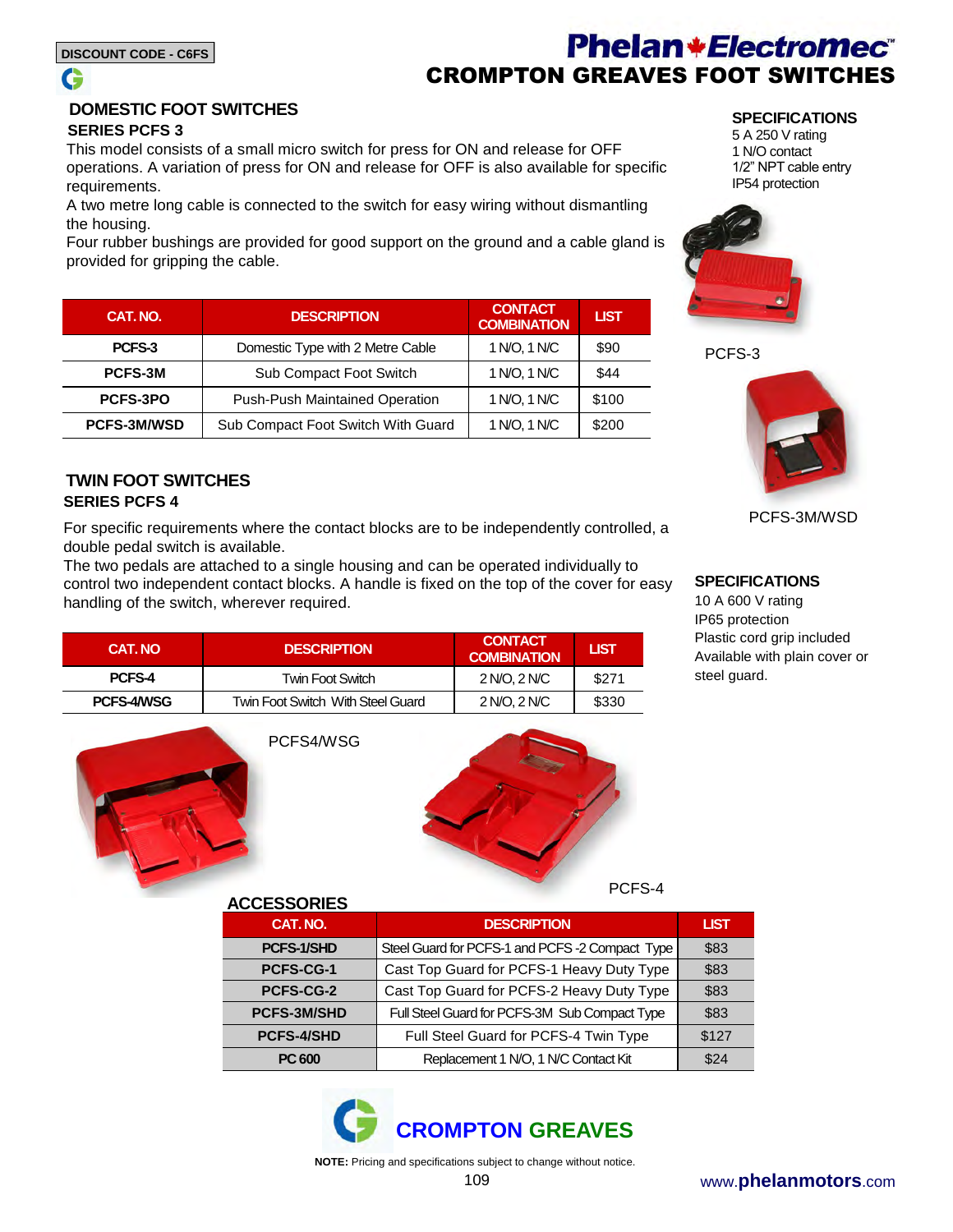DISCOUNT CODE - C6FS

# Phelan Electromec
## CROMPTON GREAVES FOOT SWITCHES

## DOMESTIC FOOT SWITCHES
### SERIES PCFS 3

This model consists of a small micro switch for press for ON and release for OFF operations. A variation of press for ON and release for OFF is also available for specific requirements.
A two metre long cable is connected to the switch for easy wiring without dismantling the housing.
Four rubber bushings are provided for good support on the ground and a cable gland is provided for gripping the cable.

**SPECIFICATIONS**
5 A 250 V rating
1 N/O contact
1/2" NPT cable entry
IP54 protection

| CAT. NO. | DESCRIPTION | CONTACT COMBINATION | LIST |
|---|---|---|---|
| PCFS-3 | Domestic Type with 2 Metre Cable | 1 N/O, 1 N/C | $90 |
| PCFS-3M | Sub Compact Foot Switch | 1 N/O, 1 N/C | $44 |
| PCFS-3PO | Push-Push Maintained Operation | 1 N/O, 1 N/C | $100 |
| PCFS-3M/WSD | Sub Compact Foot Switch With Guard | 1 N/O, 1 N/C | $200 |

PCFS-3

PCFS-3M/WSD

## TWIN FOOT SWITCHES
### SERIES PCFS 4

For specific requirements where the contact blocks are to be independently controlled, a double pedal switch is available.
The two pedals are attached to a single housing and can be operated individually to control two independent contact blocks. A handle is fixed on the top of the cover for easy handling of the switch, wherever required.

**SPECIFICATIONS**
10 A 600 V rating
IP65 protection
Plastic cord grip included
Available with plain cover or steel guard.

| CAT. NO | DESCRIPTION | CONTACT COMBINATION | LIST |
|---|---|---|---|
| PCFS-4 | Twin Foot Switch | 2 N/O, 2 N/C | $271 |
| PCFS-4/WSG | Twin Foot Switch With Steel Guard | 2 N/O, 2 N/C | $330 |

PCFS4/WSG

PCFS-4

## ACCESSORIES

| CAT. NO. | DESCRIPTION | LIST |
|---|---|---|
| PCFS-1/SHD | Steel Guard for PCFS-1 and PCFS -2 Compact Type | $83 |
| PCFS-CG-1 | Cast Top Guard for PCFS-1 Heavy Duty Type | $83 |
| PCFS-CG-2 | Cast Top Guard for PCFS-2 Heavy Duty Type | $83 |
| PCFS-3M/SHD | Full Steel Guard for PCFS-3M Sub Compact Type | $83 |
| PCFS-4/SHD | Full Steel Guard for PCFS-4 Twin Type | $127 |
| PC 600 | Replacement 1 N/O, 1 N/C Contact Kit | $24 |

CROMPTON GREAVES

**NOTE:** Pricing and specifications subject to change without notice.

www.phelanmotors.com